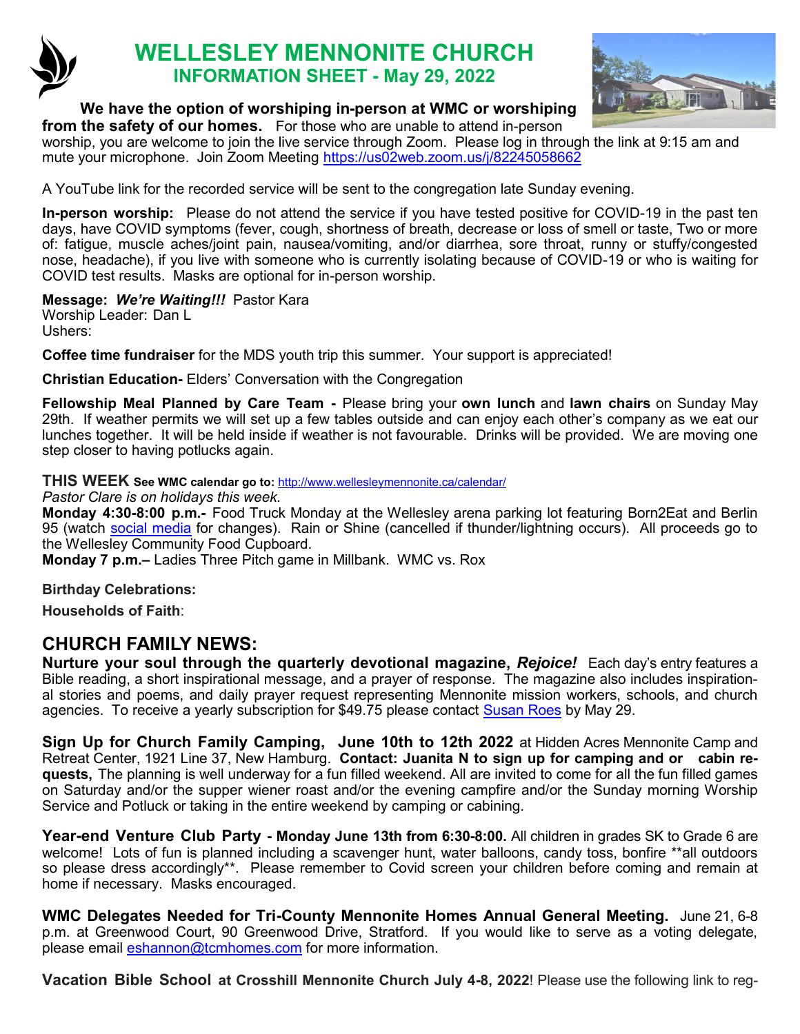# WELLESLEY MENNONITE CHURCH

## INFORMATION SHEET - May 29, 2022

**We have the option of worshiping in-person at WMC or worshiping from the safety of our homes.** For those who are unable to attend in-person worship, you are welcome to join the live service through Zoom. Please log in through the link at 9:15 am and mute your microphone. Join Zoom Meeting https://us02web.zoom.us/j/82245058662

A YouTube link for the recorded service will be sent to the congregation late Sunday evening.

**In-person worship:** Please do not attend the service if you have tested positive for COVID-19 in the past ten days, have COVID symptoms (fever, cough, shortness of breath, decrease or loss of smell or taste, Two or more of: fatigue, muscle aches/joint pain, nausea/vomiting, and/or diarrhea, sore throat, runny or stuffy/congested nose, headache), if you live with someone who is currently isolating because of COVID-19 or who is waiting for COVID test results. Masks are optional for in-person worship.

**Message:** ***We're Waiting!!!*** Pastor Kara
Worship Leader: Dan L
Ushers:

**Coffee time fundraiser** for the MDS youth trip this summer. Your support is appreciated!

**Christian Education-** Elders' Conversation with the Congregation

**Fellowship Meal Planned by Care Team -** Please bring your **own lunch** and **lawn chairs** on Sunday May 29th. If weather permits we will set up a few tables outside and can enjoy each other's company as we eat our lunches together. It will be held inside if weather is not favourable. Drinks will be provided. We are moving one step closer to having potlucks again.

**THIS WEEK See WMC calendar go to:** http://www.wellesleymennonite.ca/calendar/

*Pastor Clare is on holidays this week.*

**Monday 4:30-8:00 p.m.-** Food Truck Monday at the Wellesley arena parking lot featuring Born2Eat and Berlin 95 (watch social media for changes). Rain or Shine (cancelled if thunder/lightning occurs). All proceeds go to the Wellesley Community Food Cupboard.

**Monday 7 p.m.–** Ladies Three Pitch game in Millbank. WMC vs. Rox

**Birthday Celebrations:**

**Households of Faith**:

## CHURCH FAMILY NEWS:

**Nurture your soul through the quarterly devotional magazine, *Rejoice!*** Each day's entry features a Bible reading, a short inspirational message, and a prayer of response. The magazine also includes inspirational stories and poems, and daily prayer request representing Mennonite mission workers, schools, and church agencies. To receive a yearly subscription for $49.75 please contact Susan Roes by May 29.

**Sign Up for Church Family Camping, June 10th to 12th 2022** at Hidden Acres Mennonite Camp and Retreat Center, 1921 Line 37, New Hamburg. **Contact: Juanita N to sign up for camping and or cabin requests,** The planning is well underway for a fun filled weekend. All are invited to come for all the fun filled games on Saturday and/or the supper wiener roast and/or the evening campfire and/or the Sunday morning Worship Service and Potluck or taking in the entire weekend by camping or cabining.

**Year-end Venture Club Party - Monday June 13th from 6:30-8:00.** All children in grades SK to Grade 6 are welcome! Lots of fun is planned including a scavenger hunt, water balloons, candy toss, bonfire **all outdoors so please dress accordingly**. Please remember to Covid screen your children before coming and remain at home if necessary. Masks encouraged.

**WMC Delegates Needed for Tri-County Mennonite Homes Annual General Meeting.** June 21, 6-8 p.m. at Greenwood Court, 90 Greenwood Drive, Stratford. If you would like to serve as a voting delegate, please email eshannon@tcmhomes.com for more information.

**Vacation Bible School at Crosshill Mennonite Church July 4-8, 2022**! Please use the following link to reg-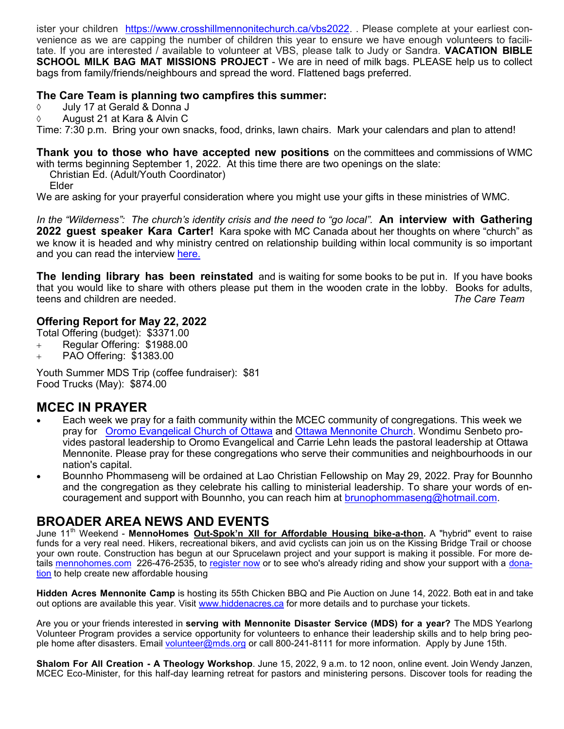ister your children https://www.crosshillmennonitechurch.ca/vbs2022. . Please complete at your earliest convenience as we are capping the number of children this year to ensure we have enough volunteers to facilitate. If you are interested / available to volunteer at VBS, please talk to Judy or Sandra. **VACATION BIBLE SCHOOL MILK BAG MAT MISSIONS PROJECT** - We are in need of milk bags. PLEASE help us to collect bags from family/friends/neighbours and spread the word. Flattened bags preferred.

**The Care Team is planning two campfires this summer:**

- July 17 at Gerald & Donna J
- August 21 at Kara & Alvin C

Time: 7:30 p.m. Bring your own snacks, food, drinks, lawn chairs. Mark your calendars and plan to attend!

**Thank you to those who have accepted new positions** on the committees and commissions of WMC with terms beginning September 1, 2022. At this time there are two openings on the slate:

Christian Ed. (Adult/Youth Coordinator)
Elder

We are asking for your prayerful consideration where you might use your gifts in these ministries of WMC.

*In the "Wilderness": The church's identity crisis and the need to "go local".* **An interview with Gathering 2022 guest speaker Kara Carter!** Kara spoke with MC Canada about her thoughts on where "church" as we know it is headed and why ministry centred on relationship building within local community is so important and you can read the interview here.

**The lending library has been reinstated** and is waiting for some books to be put in. If you have books that you would like to share with others please put them in the wooden crate in the lobby. Books for adults, teens and children are needed. *The Care Team*

**Offering Report for May 22, 2022**

Total Offering (budget): $3371.00

- Regular Offering: $1988.00
- PAO Offering: $1383.00

Youth Summer MDS Trip (coffee fundraiser): $81
Food Trucks (May): $874.00

## MCEC IN PRAYER

- Each week we pray for a faith community within the MCEC community of congregations. This week we pray for Oromo Evangelical Church of Ottawa and Ottawa Mennonite Church. Wondimu Senbeto provides pastoral leadership to Oromo Evangelical and Carrie Lehn leads the pastoral leadership at Ottawa Mennonite. Please pray for these congregations who serve their communities and neighbourhoods in our nation's capital.
- Bounnho Phommaseng will be ordained at Lao Christian Fellowship on May 29, 2022. Pray for Bounnho and the congregation as they celebrate his calling to ministerial leadership. To share your words of encouragement and support with Bounnho, you can reach him at brunophommaseng@hotmail.com.

## BROADER AREA NEWS AND EVENTS

June 11th Weekend - **MennoHomes Out-Spok'n XII for Affordable Housing bike-a-thon.** A "hybrid" event to raise funds for a very real need. Hikers, recreational bikers, and avid cyclists can join us on the Kissing Bridge Trail or choose your own route. Construction has begun at our Sprucelawn project and your support is making it possible. For more details mennohomes.com 226-476-2535, to register now or to see who's already riding and show your support with a donation to help create new affordable housing

**Hidden Acres Mennonite Camp** is hosting its 55th Chicken BBQ and Pie Auction on June 14, 2022. Both eat in and take out options are available this year. Visit www.hiddenacres.ca for more details and to purchase your tickets.

Are you or your friends interested in **serving with Mennonite Disaster Service (MDS) for a year?** The MDS Yearlong Volunteer Program provides a service opportunity for volunteers to enhance their leadership skills and to help bring people home after disasters. Email volunteer@mds.org or call 800-241-8111 for more information. Apply by June 15th.

**Shalom For All Creation - A Theology Workshop**. June 15, 2022, 9 a.m. to 12 noon, online event. Join Wendy Janzen, MCEC Eco-Minister, for this half-day learning retreat for pastors and ministering persons. Discover tools for reading the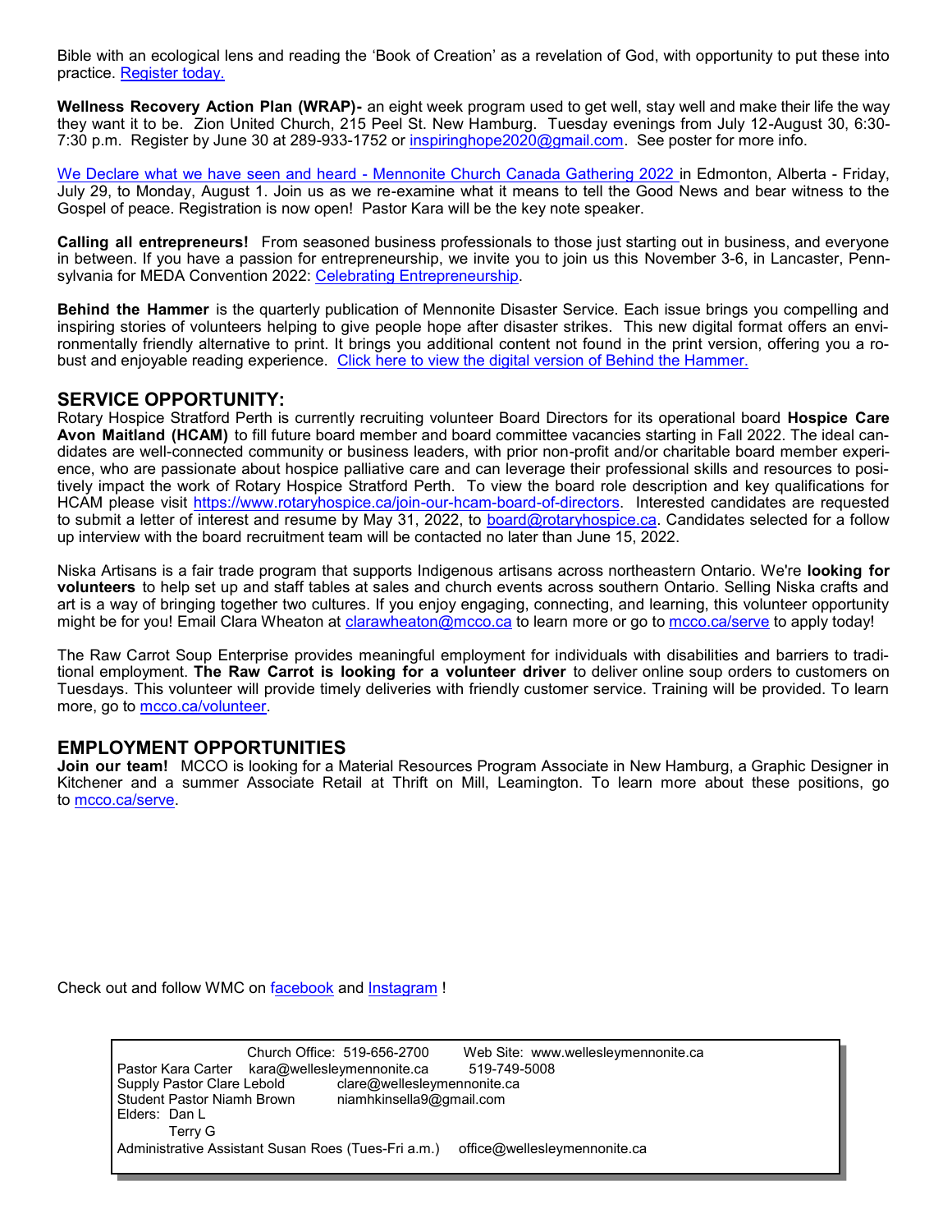Bible with an ecological lens and reading the 'Book of Creation' as a revelation of God, with opportunity to put these into practice. Register today.

**Wellness Recovery Action Plan (WRAP)-** an eight week program used to get well, stay well and make their life the way they want it to be. Zion United Church, 215 Peel St. New Hamburg. Tuesday evenings from July 12-August 30, 6:30-7:30 p.m. Register by June 30 at 289-933-1752 or inspiringhope2020@gmail.com. See poster for more info.

We Declare what we have seen and heard - Mennonite Church Canada Gathering 2022 in Edmonton, Alberta - Friday, July 29, to Monday, August 1. Join us as we re-examine what it means to tell the Good News and bear witness to the Gospel of peace. Registration is now open! Pastor Kara will be the key note speaker.

**Calling all entrepreneurs!** From seasoned business professionals to those just starting out in business, and everyone in between. If you have a passion for entrepreneurship, we invite you to join us this November 3-6, in Lancaster, Pennsylvania for MEDA Convention 2022: Celebrating Entrepreneurship.

**Behind the Hammer** is the quarterly publication of Mennonite Disaster Service. Each issue brings you compelling and inspiring stories of volunteers helping to give people hope after disaster strikes. This new digital format offers an environmentally friendly alternative to print. It brings you additional content not found in the print version, offering you a robust and enjoyable reading experience. Click here to view the digital version of Behind the Hammer.

## SERVICE OPPORTUNITY:

Rotary Hospice Stratford Perth is currently recruiting volunteer Board Directors for its operational board **Hospice Care Avon Maitland (HCAM)** to fill future board member and board committee vacancies starting in Fall 2022. The ideal candidates are well-connected community or business leaders, with prior non-profit and/or charitable board member experience, who are passionate about hospice palliative care and can leverage their professional skills and resources to positively impact the work of Rotary Hospice Stratford Perth. To view the board role description and key qualifications for HCAM please visit https://www.rotaryhospice.ca/join-our-hcam-board-of-directors. Interested candidates are requested to submit a letter of interest and resume by May 31, 2022, to board@rotaryhospice.ca. Candidates selected for a follow up interview with the board recruitment team will be contacted no later than June 15, 2022.

Niska Artisans is a fair trade program that supports Indigenous artisans across northeastern Ontario. We're **looking for volunteers** to help set up and staff tables at sales and church events across southern Ontario. Selling Niska crafts and art is a way of bringing together two cultures. If you enjoy engaging, connecting, and learning, this volunteer opportunity might be for you! Email Clara Wheaton at clarawheaton@mcco.ca to learn more or go to mcco.ca/serve to apply today!

The Raw Carrot Soup Enterprise provides meaningful employment for individuals with disabilities and barriers to traditional employment. **The Raw Carrot is looking for a volunteer driver** to deliver online soup orders to customers on Tuesdays. This volunteer will provide timely deliveries with friendly customer service. Training will be provided. To learn more, go to mcco.ca/volunteer.

## EMPLOYMENT OPPORTUNITIES

**Join our team!** MCCO is looking for a Material Resources Program Associate in New Hamburg, a Graphic Designer in Kitchener and a summer Associate Retail at Thrift on Mill, Leamington. To learn more about these positions, go to mcco.ca/serve.

Check out and follow WMC on facebook and Instagram !

Church Office: 519-656-2700 Web Site: www.wellesleymennonite.ca
Pastor Kara Carter kara@wellesleymennonite.ca 519-749-5008
Supply Pastor Clare Lebold clare@wellesleymennonite.ca
Student Pastor Niamh Brown niamhkinsella9@gmail.com
Elders: Dan L
Terry G
Administrative Assistant Susan Roes (Tues-Fri a.m.) office@wellesleymennonite.ca